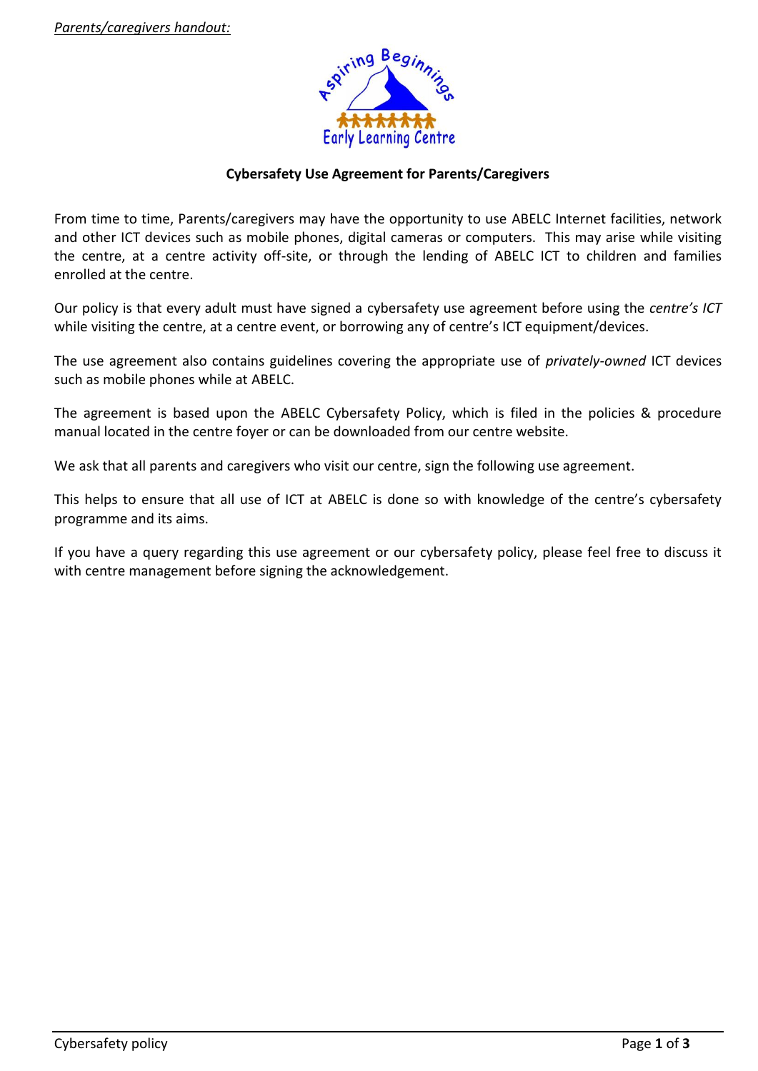*Parents/caregivers handout:*

Aspiring Beginnings Early Learning Centre

## Cybersafety Use Agreement for Parents/Caregivers

From time to time, Parents/caregivers may have the opportunity to use ABELC Internet facilities, network and other ICT devices such as mobile phones, digital cameras or computers. This may arise while visiting the centre, at a centre activity off-site, or through the lending of ABELC ICT to children and families enrolled at the centre.

Our policy is that every adult must have signed a cybersafety use agreement before using the *centre's ICT* while visiting the centre, at a centre event, or borrowing any of centre's ICT equipment/devices.

The use agreement also contains guidelines covering the appropriate use of *privately-owned* ICT devices such as mobile phones while at ABELC.

The agreement is based upon the ABELC Cybersafety Policy, which is filed in the policies & procedure manual located in the centre foyer or can be downloaded from our centre website.

We ask that all parents and caregivers who visit our centre, sign the following use agreement.

This helps to ensure that all use of ICT at ABELC is done so with knowledge of the centre's cybersafety programme and its aims.

If you have a query regarding this use agreement or our cybersafety policy, please feel free to discuss it with centre management before signing the acknowledgement.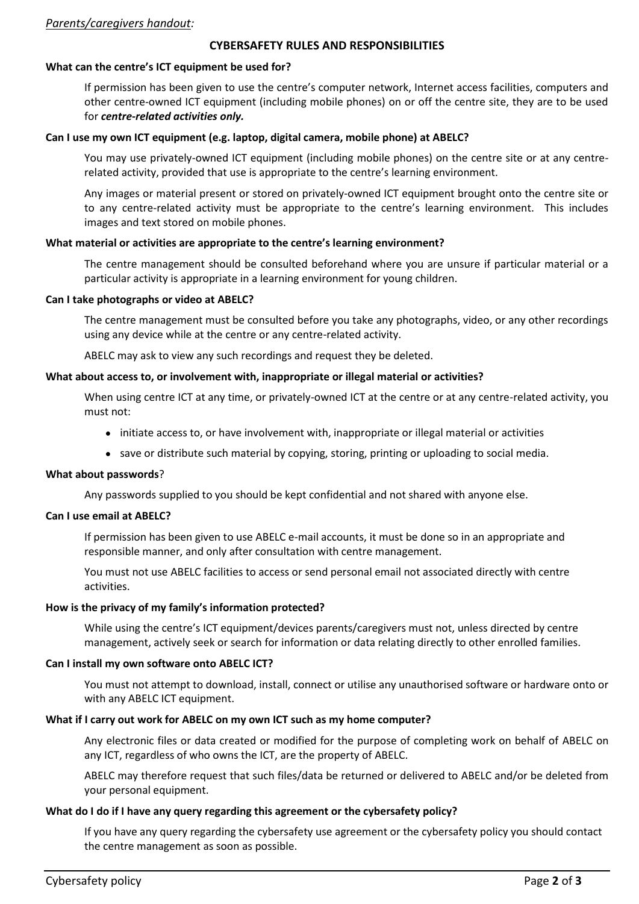*Parents/caregivers handout:*

## CYBERSAFETY RULES AND RESPONSIBILITIES

### What can the centre's ICT equipment be used for?

If permission has been given to use the centre's computer network, Internet access facilities, computers and other centre-owned ICT equipment (including mobile phones) on or off the centre site, they are to be used for ***centre-related activities only.***

### Can I use my own ICT equipment (e.g. laptop, digital camera, mobile phone) at ABELC?

You may use privately-owned ICT equipment (including mobile phones) on the centre site or at any centre-related activity, provided that use is appropriate to the centre's learning environment.

Any images or material present or stored on privately-owned ICT equipment brought onto the centre site or to any centre-related activity must be appropriate to the centre's learning environment. This includes images and text stored on mobile phones.

### What material or activities are appropriate to the centre's learning environment?

The centre management should be consulted beforehand where you are unsure if particular material or a particular activity is appropriate in a learning environment for young children.

### Can I take photographs or video at ABELC?

The centre management must be consulted before you take any photographs, video, or any other recordings using any device while at the centre or any centre-related activity.

ABELC may ask to view any such recordings and request they be deleted.

### What about access to, or involvement with, inappropriate or illegal material or activities?

When using centre ICT at any time, or privately-owned ICT at the centre or at any centre-related activity, you must not:

- initiate access to, or have involvement with, inappropriate or illegal material or activities
- save or distribute such material by copying, storing, printing or uploading to social media.

### What about passwords?

Any passwords supplied to you should be kept confidential and not shared with anyone else.

### Can I use email at ABELC?

If permission has been given to use ABELC e-mail accounts, it must be done so in an appropriate and responsible manner, and only after consultation with centre management.

You must not use ABELC facilities to access or send personal email not associated directly with centre activities.

### How is the privacy of my family's information protected?

While using the centre's ICT equipment/devices parents/caregivers must not, unless directed by centre management, actively seek or search for information or data relating directly to other enrolled families.

### Can I install my own software onto ABELC ICT?

You must not attempt to download, install, connect or utilise any unauthorised software or hardware onto or with any ABELC ICT equipment.

### What if I carry out work for ABELC on my own ICT such as my home computer?

Any electronic files or data created or modified for the purpose of completing work on behalf of ABELC on any ICT, regardless of who owns the ICT, are the property of ABELC.

ABELC may therefore request that such files/data be returned or delivered to ABELC and/or be deleted from your personal equipment.

### What do I do if I have any query regarding this agreement or the cybersafety policy?

If you have any query regarding the cybersafety use agreement or the cybersafety policy you should contact the centre management as soon as possible.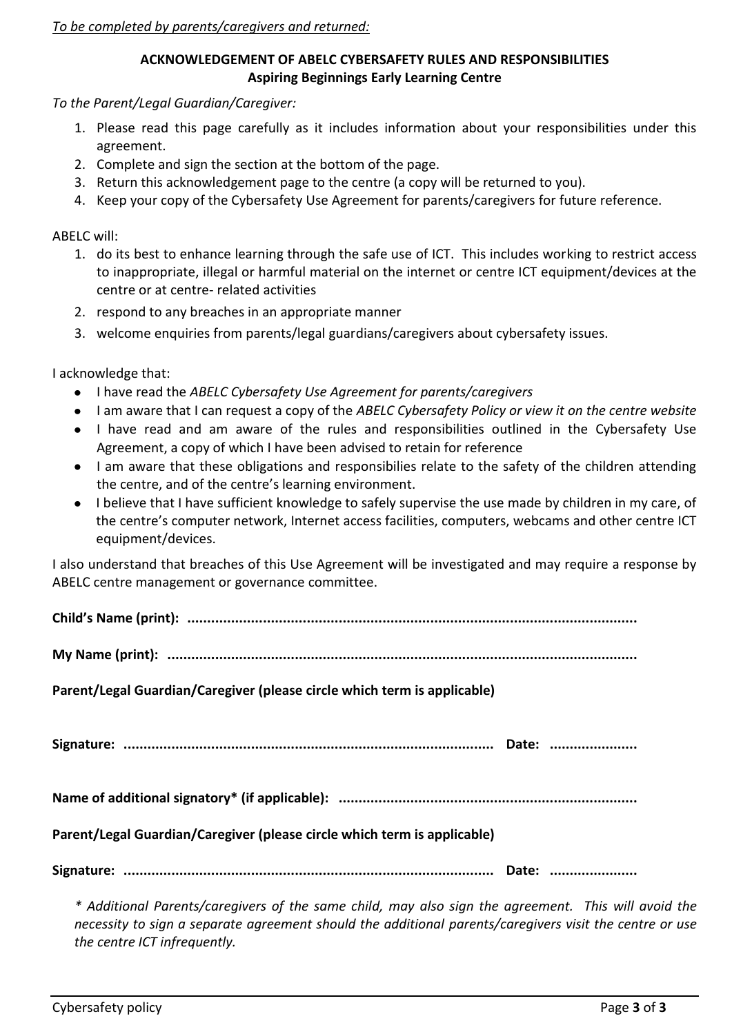*To be completed by parents/caregivers and returned:*

**ACKNOWLEDGEMENT OF ABELC CYBERSAFETY RULES AND RESPONSIBILITIES**
**Aspiring Beginnings Early Learning Centre**

*To the Parent/Legal Guardian/Caregiver:*

1. Please read this page carefully as it includes information about your responsibilities under this agreement.
2. Complete and sign the section at the bottom of the page.
3. Return this acknowledgement page to the centre (a copy will be returned to you).
4. Keep your copy of the Cybersafety Use Agreement for parents/caregivers for future reference.

ABELC will:

1. do its best to enhance learning through the safe use of ICT. This includes working to restrict access to inappropriate, illegal or harmful material on the internet or centre ICT equipment/devices at the centre or at centre- related activities
2. respond to any breaches in an appropriate manner
3. welcome enquiries from parents/legal guardians/caregivers about cybersafety issues.

I acknowledge that:

- I have read the *ABELC Cybersafety Use Agreement for parents/caregivers*
- I am aware that I can request a copy of the *ABELC Cybersafety Policy or view it on the centre website*
- I have read and am aware of the rules and responsibilities outlined in the Cybersafety Use Agreement, a copy of which I have been advised to retain for reference
- I am aware that these obligations and responsibilities relate to the safety of the children attending the centre, and of the centre's learning environment.
- I believe that I have sufficient knowledge to safely supervise the use made by children in my care, of the centre's computer network, Internet access facilities, computers, webcams and other centre ICT equipment/devices.

I also understand that breaches of this Use Agreement will be investigated and may require a response by ABELC centre management or governance committee.

**Child's Name (print): ................................................................................................................**

**My Name (print): ......................................................................................................................**

**Parent/Legal Guardian/Caregiver (please circle which term is applicable)**

**Signature: ........................................................................................... Date: .....................**

**Name of additional signatory\* (if applicable): ..........................................................................**

**Parent/Legal Guardian/Caregiver (please circle which term is applicable)**

**Signature: ........................................................................................... Date: .....................**

*\* Additional Parents/caregivers of the same child, may also sign the agreement. This will avoid the necessity to sign a separate agreement should the additional parents/caregivers visit the centre or use the centre ICT infrequently.*